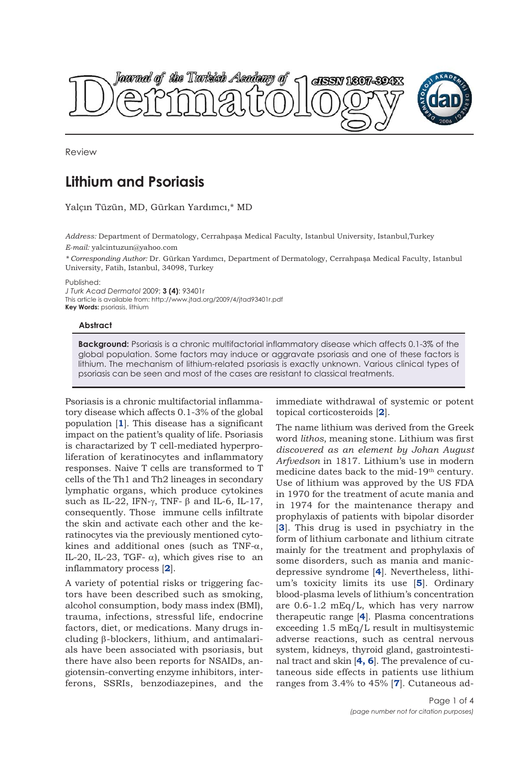Review

# Lithium and Psoriasis

Yalçın Tüzün, MD, Gürkan Yardımcı,* MD

*Address:* Department of Dermatology, Cerrahpaşa Medical Faculty, Istanbul University, Istanbul,Turkey
*E-mail:* yalcintuzun@yahoo.com

*\* Corresponding Author:* Dr. Gürkan Yardımcı, Department of Dermatology, Cerrahpaşa Medical Faculty, Istanbul University, Fatih, Istanbul, 34098, Turkey

Published:
*J Turk Acad Dermatol* 2009; **3 (4)**: 93401r
This article is available from: http://www.jtad.org/2009/4/jtad93401r.pdf
**Key Words:** psoriasis, lithium

### Abstract

**Background:** Psoriasis is a chronic multifactorial inflammatory disease which affects 0.1-3% of the global population. Some factors may induce or aggravate psoriasis and one of these factors is lithium. The mechanism of lithium-related psoriasis is exactly unknown. Various clinical types of psoriasis can be seen and most of the cases are resistant to classical treatments.

Psoriasis is a chronic multifactorial inflammatory disease which affects 0.1-3% of the global population [**1**]. This disease has a significant impact on the patient's quality of life. Psoriasis is charactarized by T cell-mediated hyperproliferation of keratinocytes and inflammatory responses. Naive T cells are transformed to T cells of the Th1 and Th2 lineages in secondary lymphatic organs, which produce cytokines such as IL-22, IFN-$\gamma$, TNF- $\beta$ and IL-6, IL-17, consequently. Those immune cells infiltrate the skin and activate each other and the keratinocytes via the previously mentioned cytokines and additional ones (such as TNF-$\alpha$, IL-20, IL-23, TGF- $\alpha$), which gives rise to an inflammatory process [**2**].

A variety of potential risks or triggering factors have been described such as smoking, alcohol consumption, body mass index (BMI), trauma, infections, stressful life, endocrine factors, diet, or medications. Many drugs including $\beta$-blockers, lithium, and antimalarials have been associated with psoriasis, but there have also been reports for NSAIDs, angiotensin-converting enzyme inhibitors, interferons, SSRIs, benzodiazepines, and the immediate withdrawal of systemic or potent topical corticosteroids [**2**].

The name lithium was derived from the Greek word *lithos,* meaning stone. Lithium was first *discovered as an element by Johan August Arfvedson* in 1817. Lithium's use in modern medicine dates back to the mid-19th century. Use of lithium was approved by the US FDA in 1970 for the treatment of acute mania and in 1974 for the maintenance therapy and prophylaxis of patients with bipolar disorder [**3**]. This drug is used in psychiatry in the form of lithium carbonate and lithium citrate mainly for the treatment and prophylaxis of some disorders, such as mania and manic-depressive syndrome [**4**]. Nevertheless, lithium's toxicity limits its use [**5**]. Ordinary blood-plasma levels of lithium's concentration are 0.6-1.2 mEq/L, which has very narrow therapeutic range [**4**]. Plasma concentrations exceeding 1.5 mEq/L result in multisystemic adverse reactions, such as central nervous system, kidneys, thyroid gland, gastrointestinal tract and skin [**4, 6**]. The prevalence of cutaneous side effects in patients use lithium ranges from 3.4% to 45% [**7**]. Cutaneous ad-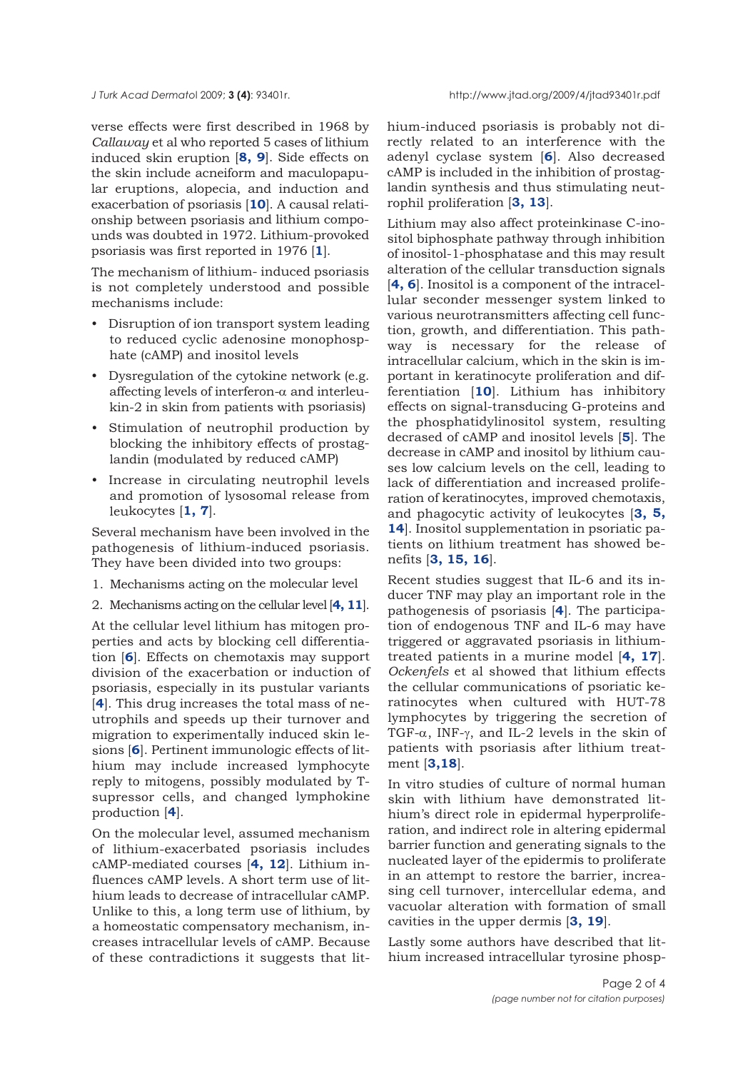verse effects were first described in 1968 by *Callaway* et al who reported 5 cases of lithium induced skin eruption [**8, 9**]. Side effects on the skin include acneiform and maculopapular eruptions, alopecia, and induction and exacerbation of psoriasis [**10**]. A causal relationship between psoriasis and lithium compounds was doubted in 1972. Lithium-provoked psoriasis was first reported in 1976 [**1**].

The mechanism of lithium- induced psoriasis is not completely understood and possible mechanisms include:

- Disruption of ion transport system leading to reduced cyclic adenosine monophosphate (cAMP) and inositol levels
- Dysregulation of the cytokine network (e.g. affecting levels of interferon-$\alpha$ and interleukin-2 in skin from patients with psoriasis)
- Stimulation of neutrophil production by blocking the inhibitory effects of prostaglandin (modulated by reduced cAMP)
- Increase in circulating neutrophil levels and promotion of lysosomal release from leukocytes [**1, 7**].

Several mechanism have been involved in the pathogenesis of lithium-induced psoriasis. They have been divided into two groups:

1. Mechanisms acting on the molecular level
2. Mechanisms acting on the cellular level [**4, 11**].

At the cellular level lithium has mitogen properties and acts by blocking cell differentiation [**6**]. Effects on chemotaxis may support division of the exacerbation or induction of psoriasis, especially in its pustular variants [**4**]. This drug increases the total mass of neutrophils and speeds up their turnover and migration to experimentally induced skin lesions [**6**]. Pertinent immunologic effects of lithium may include increased lymphocyte reply to mitogens, possibly modulated by T-supressor cells, and changed lymphokine production [**4**].

On the molecular level, assumed mechanism of lithium-exacerbated psoriasis includes cAMP-mediated courses [**4, 12**]. Lithium influences cAMP levels. A short term use of lithium leads to decrease of intracellular cAMP. Unlike to this, a long term use of lithium, by a homeostatic compensatory mechanism, increases intracellular levels of cAMP. Because of these contradictions it suggests that lithium-induced psoriasis is probably not directly related to an interference with the adenyl cyclase system [**6**]. Also decreased cAMP is included in the inhibition of prostaglandin synthesis and thus stimulating neutrophil proliferation [**3, 13**].

Lithium may also affect proteinkinase C-inositol biphosphate pathway through inhibition of inositol-1-phosphatase and this may result alteration of the cellular transduction signals [**4, 6**]. Inositol is a component of the intracellular seconder messenger system linked to various neurotransmitters affecting cell function, growth, and differentiation. This pathway is necessary for the release of intracellular calcium, which in the skin is important in keratinocyte proliferation and differentiation [**10**]. Lithium has inhibitory effects on signal-transducing G-proteins and the phosphatidylinositol system, resulting decrased of cAMP and inositol levels [**5**]. The decrease in cAMP and inositol by lithium causes low calcium levels on the cell, leading to lack of differentiation and increased proliferation of keratinocytes, improved chemotaxis, and phagocytic activity of leukocytes [**3, 5, 14**]. Inositol supplementation in psoriatic patients on lithium treatment has showed benefits [**3, 15, 16**].

Recent studies suggest that IL-6 and its inducer TNF may play an important role in the pathogenesis of psoriasis [**4**]. The participation of endogenous TNF and IL-6 may have triggered or aggravated psoriasis in lithium-treated patients in a murine model [**4, 17**]. *Ockenfels* et al showed that lithium effects the cellular communications of psoriatic keratinocytes when cultured with HUT-78 lymphocytes by triggering the secretion of TGF-$\alpha$, INF-$\gamma$, and IL-2 levels in the skin of patients with psoriasis after lithium treatment [**3,18**].

In vitro studies of culture of normal human skin with lithium have demonstrated lithium's direct role in epidermal hyperproliferation, and indirect role in altering epidermal barrier function and generating signals to the nucleated layer of the epidermis to proliferate in an attempt to restore the barrier, increasing cell turnover, intercellular edema, and vacuolar alteration with formation of small cavities in the upper dermis [**3, 19**].

Lastly some authors have described that lithium increased intracellular tyrosine phosp-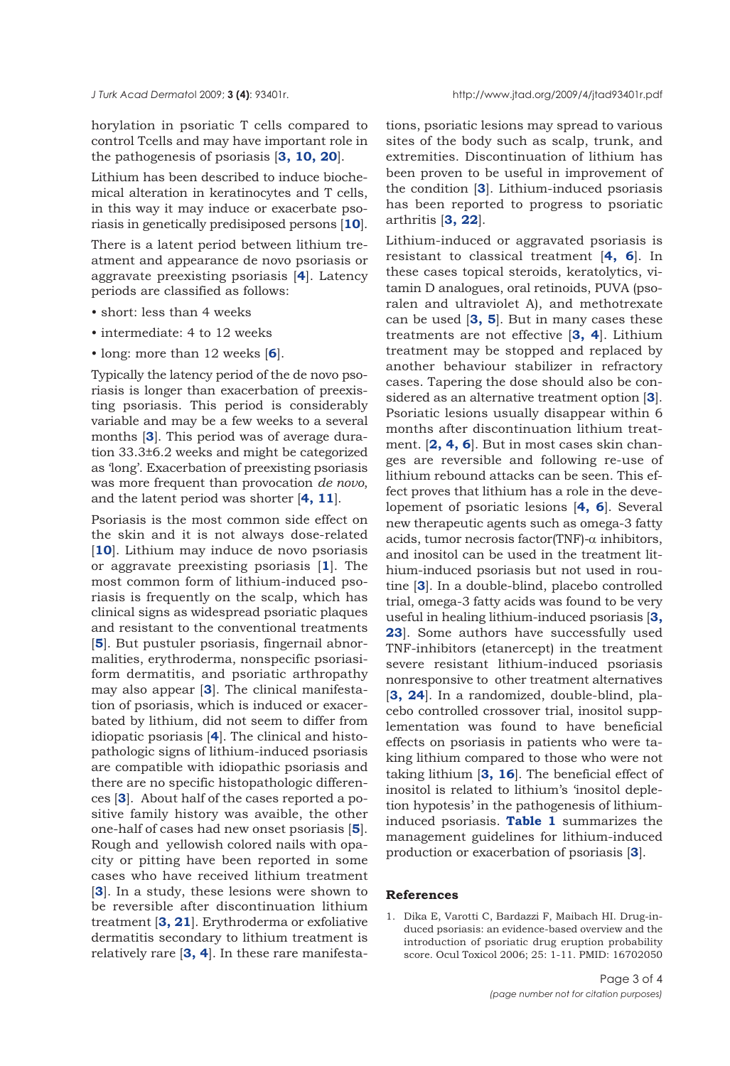horylation in psoriatic T cells compared to control Tcells and may have important role in the pathogenesis of psoriasis [**3, 10, 20**].

Lithium has been described to induce biochemical alteration in keratinocytes and T cells, in this way it may induce or exacerbate psoriasis in genetically predisiposed persons [**10**].

There is a latent period between lithium treatment and appearance de novo psoriasis or aggravate preexisting psoriasis [**4**]. Latency periods are classified as follows:

- short: less than 4 weeks
- intermediate: 4 to 12 weeks
- long: more than 12 weeks [**6**].

Typically the latency period of the de novo psoriasis is longer than exacerbation of preexisting psoriasis. This period is considerably variable and may be a few weeks to a several months [**3**]. This period was of average duration 33.3±6.2 weeks and might be categorized as 'long'. Exacerbation of preexisting psoriasis was more frequent than provocation *de novo*, and the latent period was shorter [**4, 11**].

Psoriasis is the most common side effect on the skin and it is not always dose-related [**10**]. Lithium may induce de novo psoriasis or aggravate preexisting psoriasis [**1**]. The most common form of lithium-induced psoriasis is frequently on the scalp, which has clinical signs as widespread psoriatic plaques and resistant to the conventional treatments [**5**]. But pustuler psoriasis, fingernail abnormalities, erythroderma, nonspecific psoriasiform dermatitis, and psoriatic arthropathy may also appear [**3**]. The clinical manifestation of psoriasis, which is induced or exacerbated by lithium, did not seem to differ from idiopatic psoriasis [**4**]. The clinical and histopathologic signs of lithium-induced psoriasis are compatible with idiopathic psoriasis and there are no specific histopathologic differences [**3**]. About half of the cases reported a positive family history was avaible, the other one-half of cases had new onset psoriasis [**5**]. Rough and yellowish colored nails with opacity or pitting have been reported in some cases who have received lithium treatment [**3**]. In a study, these lesions were shown to be reversible after discontinuation lithium treatment [**3, 21**]. Erythroderma or exfoliative dermatitis secondary to lithium treatment is relatively rare [**3, 4**]. In these rare manifestations, psoriatic lesions may spread to various sites of the body such as scalp, trunk, and extremities. Discontinuation of lithium has been proven to be useful in improvement of the condition [**3**]. Lithium-induced psoriasis has been reported to progress to psoriatic arthritis [**3, 22**].

Lithium-induced or aggravated psoriasis is resistant to classical treatment [**4, 6**]. In these cases topical steroids, keratolytics, vitamin D analogues, oral retinoids, PUVA (psoralen and ultraviolet A), and methotrexate can be used [**3, 5**]. But in many cases these treatments are not effective [**3, 4**]. Lithium treatment may be stopped and replaced by another behaviour stabilizer in refractory cases. Tapering the dose should also be considered as an alternative treatment option [**3**]. Psoriatic lesions usually disappear within 6 months after discontinuation lithium treatment. [**2, 4, 6**]. But in most cases skin changes are reversible and following re-use of lithium rebound attacks can be seen. This effect proves that lithium has a role in the developement of psoriatic lesions [**4, 6**]. Several new therapeutic agents such as omega-3 fatty acids, tumor necrosis factor(TNF)-$\alpha$ inhibitors, and inositol can be used in the treatment lithium-induced psoriasis but not used in routine [**3**]. In a double-blind, placebo controlled trial, omega-3 fatty acids was found to be very useful in healing lithium-induced psoriasis [**3, 23**]. Some authors have successfully used TNF-inhibitors (etanercept) in the treatment severe resistant lithium-induced psoriasis nonresponsive to other treatment alternatives [**3, 24**]. In a randomized, double-blind, placebo controlled crossover trial, inositol supplementation was found to have beneficial effects on psoriasis in patients who were taking lithium compared to those who were not taking lithium [**3, 16**]. The beneficial effect of inositol is related to lithium's 'inositol depletion hypotesis' in the pathogenesis of lithium-induced psoriasis. **Table 1** summarizes the management guidelines for lithium-induced production or exacerbation of psoriasis [**3**].

## References

1. Dika E, Varotti C, Bardazzi F, Maibach HI. Drug-induced psoriasis: an evidence-based overview and the introduction of psoriatic drug eruption probability score. Ocul Toxicol 2006; 25: 1-11. PMID: 16702050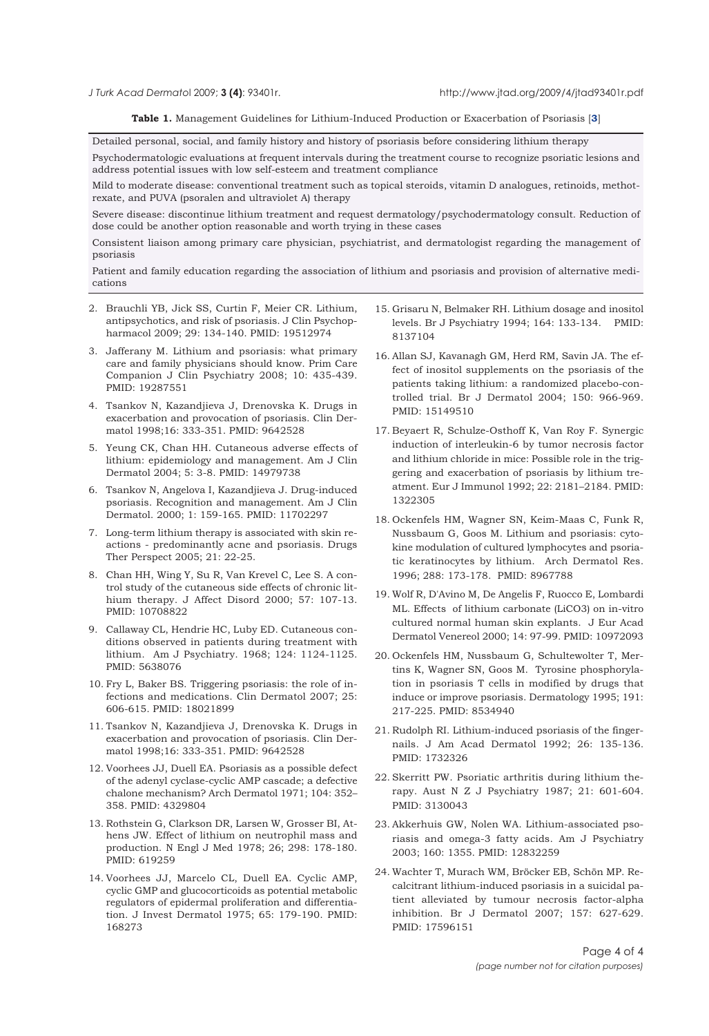**Table 1.** Management Guidelines for Lithium-Induced Production or Exacerbation of Psoriasis [3]

| |
|---|
| Detailed personal, social, and family history and history of psoriasis before considering lithium therapy |
| Psychodermatologic evaluations at frequent intervals during the treatment course to recognize psoriatic lesions and address potential issues with low self-esteem and treatment compliance |
| Mild to moderate disease: conventional treatment such as topical steroids, vitamin D analogues, retinoids, methotrexate, and PUVA (psoralen and ultraviolet A) therapy |
| Severe disease: discontinue lithium treatment and request dermatology/psychodermatology consult. Reduction of dose could be another option reasonable and worth trying in these cases |
| Consistent liaison among primary care physician, psychiatrist, and dermatologist regarding the management of psoriasis |
| Patient and family education regarding the association of lithium and psoriasis and provision of alternative medications |

2. Brauchli YB, Jick SS, Curtin F, Meier CR. Lithium, antipsychotics, and risk of psoriasis. J Clin Psychopharmacol 2009; 29: 134-140. PMID: 19512974
3. Jafferany M. Lithium and psoriasis: what primary care and family physicians should know. Prim Care Companion J Clin Psychiatry 2008; 10: 435-439. PMID: 19287551
4. Tsankov N, Kazandjieva J, Drenovska K. Drugs in exacerbation and provocation of psoriasis. Clin Dermatol 1998;16: 333-351. PMID: 9642528
5. Yeung CK, Chan HH. Cutaneous adverse effects of lithium: epidemiology and management. Am J Clin Dermatol 2004; 5: 3-8. PMID: 14979738
6. Tsankov N, Angelova I, Kazandjieva J. Drug-induced psoriasis. Recognition and management. Am J Clin Dermatol. 2000; 1: 159-165. PMID: 11702297
7. Long-term lithium therapy is associated with skin reactions - predominantly acne and psoriasis. Drugs Ther Perspect 2005; 21: 22-25.
8. Chan HH, Wing Y, Su R, Van Krevel C, Lee S. A control study of the cutaneous side effects of chronic lithium therapy. J Affect Disord 2000; 57: 107-13. PMID: 10708822
9. Callaway CL, Hendrie HC, Luby ED. Cutaneous conditions observed in patients during treatment with lithium. Am J Psychiatry. 1968; 124: 1124-1125. PMID: 5638076
10. Fry L, Baker BS. Triggering psoriasis: the role of infections and medications. Clin Dermatol 2007; 25: 606-615. PMID: 18021899
11. Tsankov N, Kazandjieva J, Drenovska K. Drugs in exacerbation and provocation of psoriasis. Clin Dermatol 1998;16: 333-351. PMID: 9642528
12. Voorhees JJ, Duell EA. Psoriasis as a possible defect of the adenyl cyclase-cyclic AMP cascade; a defective chalone mechanism? Arch Dermatol 1971; 104: 352–358. PMID: 4329804
13. Rothstein G, Clarkson DR, Larsen W, Grosser BI, Athens JW. Effect of lithium on neutrophil mass and production. N Engl J Med 1978; 26; 298: 178-180. PMID: 619259
14. Voorhees JJ, Marcelo CL, Duell EA. Cyclic AMP, cyclic GMP and glucocorticoids as potential metabolic regulators of epidermal proliferation and differentiation. J Invest Dermatol 1975; 65: 179-190. PMID: 168273
15. Grisaru N, Belmaker RH. Lithium dosage and inositol levels. Br J Psychiatry 1994; 164: 133-134. PMID: 8137104
16. Allan SJ, Kavanagh GM, Herd RM, Savin JA. The effect of inositol supplements on the psoriasis of the patients taking lithium: a randomized placebo-controlled trial. Br J Dermatol 2004; 150: 966-969. PMID: 15149510
17. Beyaert R, Schulze-Osthoff K, Van Roy F. Synergic induction of interleukin-6 by tumor necrosis factor and lithium chloride in mice: Possible role in the triggering and exacerbation of psoriasis by lithium treatment. Eur J Immunol 1992; 22: 2181–2184. PMID: 1322305
18. Ockenfels HM, Wagner SN, Keim-Maas C, Funk R, Nussbaum G, Goos M. Lithium and psoriasis: cytokine modulation of cultured lymphocytes and psoriatic keratinocytes by lithium. Arch Dermatol Res. 1996; 288: 173-178. PMID: 8967788
19. Wolf R, D'Avino M, De Angelis F, Ruocco E, Lombardi ML. Effects of lithium carbonate ($LiCO_3$) on in-vitro cultured normal human skin explants. J Eur Acad Dermatol Venereol 2000; 14: 97-99. PMID: 10972093
20. Ockenfels HM, Nussbaum G, Schultewolter T, Mertins K, Wagner SN, Goos M. Tyrosine phosphorylation in psoriasis T cells in modified by drugs that induce or improve psoriasis. Dermatology 1995; 191: 217-225. PMID: 8534940
21. Rudolph RI. Lithium-induced psoriasis of the fingernails. J Am Acad Dermatol 1992; 26: 135-136. PMID: 1732326
22. Skerritt PW. Psoriatic arthritis during lithium therapy. Aust N Z J Psychiatry 1987; 21: 601-604. PMID: 3130043
23. Akkerhuis GW, Nolen WA. Lithium-associated psoriasis and omega-3 fatty acids. Am J Psychiatry 2003; 160: 1355. PMID: 12832259
24. Wachter T, Murach WM, Bröcker EB, Schön MP. Recalcitrant lithium-induced psoriasis in a suicidal patient alleviated by tumour necrosis factor-alpha inhibition. Br J Dermatol 2007; 157: 627-629. PMID: 17596151